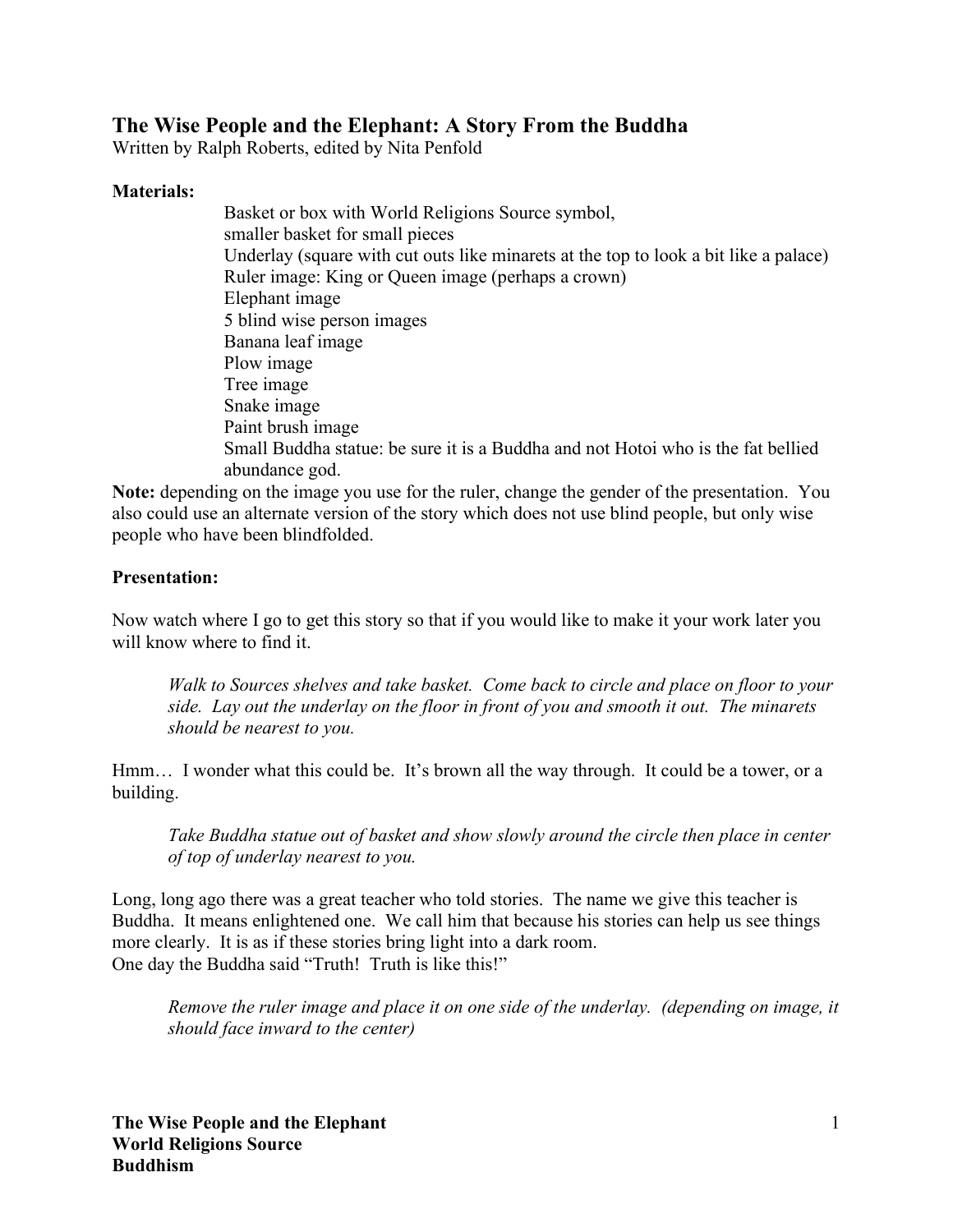# The Wise People and the Elephant: A Story From the Buddha

Written by Ralph Roberts, edited by Nita Penfold

**Materials:**

- Basket or box with World Religions Source symbol,
- smaller basket for small pieces
- Underlay (square with cut outs like minarets at the top to look a bit like a palace)
- Ruler image: King or Queen image (perhaps a crown)
- Elephant image
- 5 blind wise person images
- Banana leaf image
- Plow image
- Tree image
- Snake image
- Paint brush image
- Small Buddha statue: be sure it is a Buddha and not Hotoi who is the fat bellied abundance god.

**Note:** depending on the image you use for the ruler, change the gender of the presentation. You also could use an alternate version of the story which does not use blind people, but only wise people who have been blindfolded.

**Presentation:**

Now watch where I go to get this story so that if you would like to make it your work later you will know where to find it.

> *Walk to Sources shelves and take basket. Come back to circle and place on floor to your side. Lay out the underlay on the floor in front of you and smooth it out. The minarets should be nearest to you.*

Hmm… I wonder what this could be. It's brown all the way through. It could be a tower, or a building.

> *Take Buddha statue out of basket and show slowly around the circle then place in center of top of underlay nearest to you.*

Long, long ago there was a great teacher who told stories. The name we give this teacher is Buddha. It means enlightened one. We call him that because his stories can help us see things more clearly. It is as if these stories bring light into a dark room.
One day the Buddha said "Truth! Truth is like this!"

> *Remove the ruler image and place it on one side of the underlay. (depending on image, it should face inward to the center)*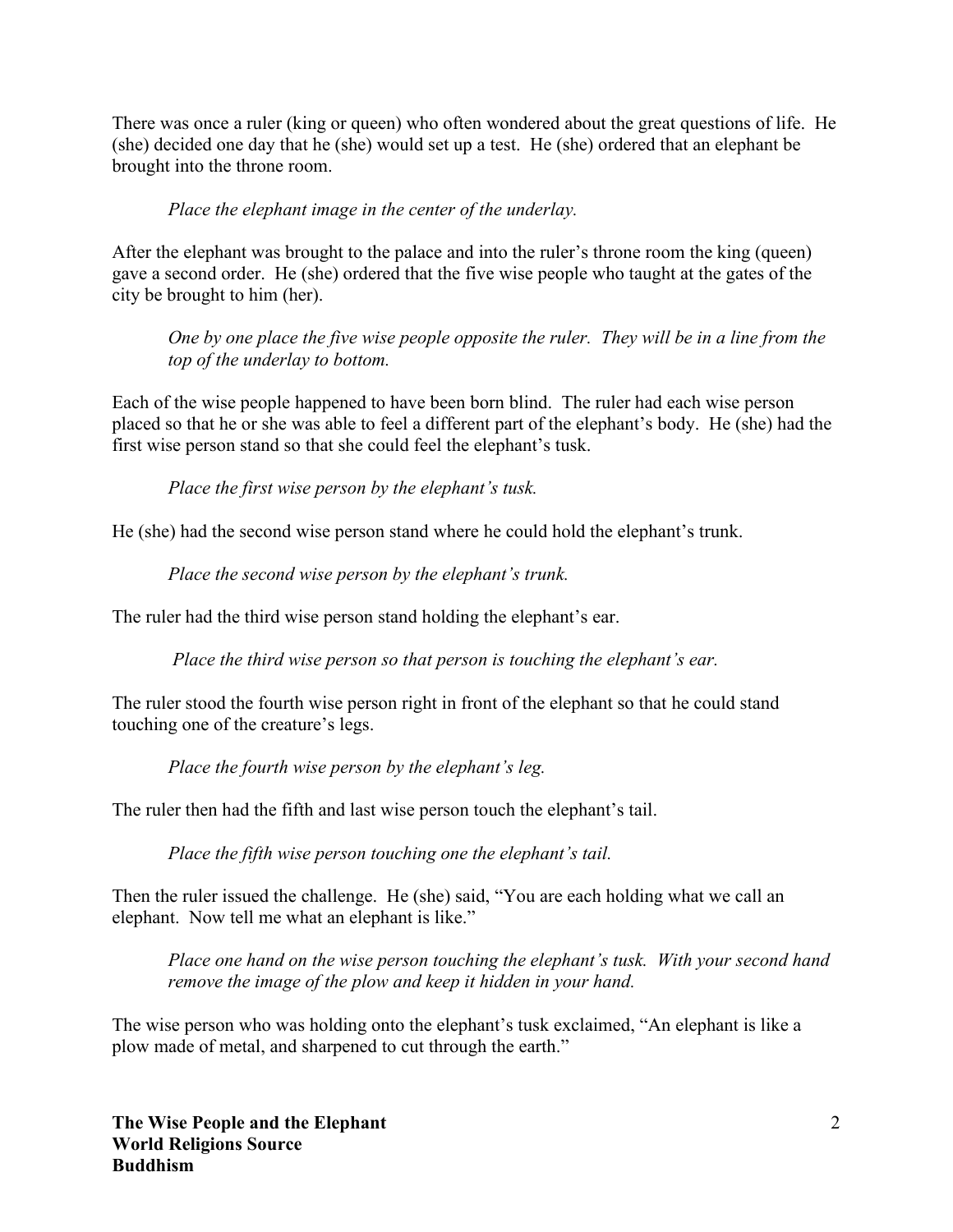There was once a ruler (king or queen) who often wondered about the great questions of life. He (she) decided one day that he (she) would set up a test. He (she) ordered that an elephant be brought into the throne room.

> *Place the elephant image in the center of the underlay.*

After the elephant was brought to the palace and into the ruler's throne room the king (queen) gave a second order. He (she) ordered that the five wise people who taught at the gates of the city be brought to him (her).

> *One by one place the five wise people opposite the ruler. They will be in a line from the top of the underlay to bottom.*

Each of the wise people happened to have been born blind. The ruler had each wise person placed so that he or she was able to feel a different part of the elephant's body. He (she) had the first wise person stand so that she could feel the elephant's tusk.

> *Place the first wise person by the elephant's tusk.*

He (she) had the second wise person stand where he could hold the elephant's trunk.

> *Place the second wise person by the elephant's trunk.*

The ruler had the third wise person stand holding the elephant's ear.

> *Place the third wise person so that person is touching the elephant's ear.*

The ruler stood the fourth wise person right in front of the elephant so that he could stand touching one of the creature's legs.

> *Place the fourth wise person by the elephant's leg.*

The ruler then had the fifth and last wise person touch the elephant's tail.

> *Place the fifth wise person touching one the elephant's tail.*

Then the ruler issued the challenge. He (she) said, "You are each holding what we call an elephant. Now tell me what an elephant is like."

> *Place one hand on the wise person touching the elephant's tusk. With your second hand remove the image of the plow and keep it hidden in your hand.*

The wise person who was holding onto the elephant's tusk exclaimed, "An elephant is like a plow made of metal, and sharpened to cut through the earth."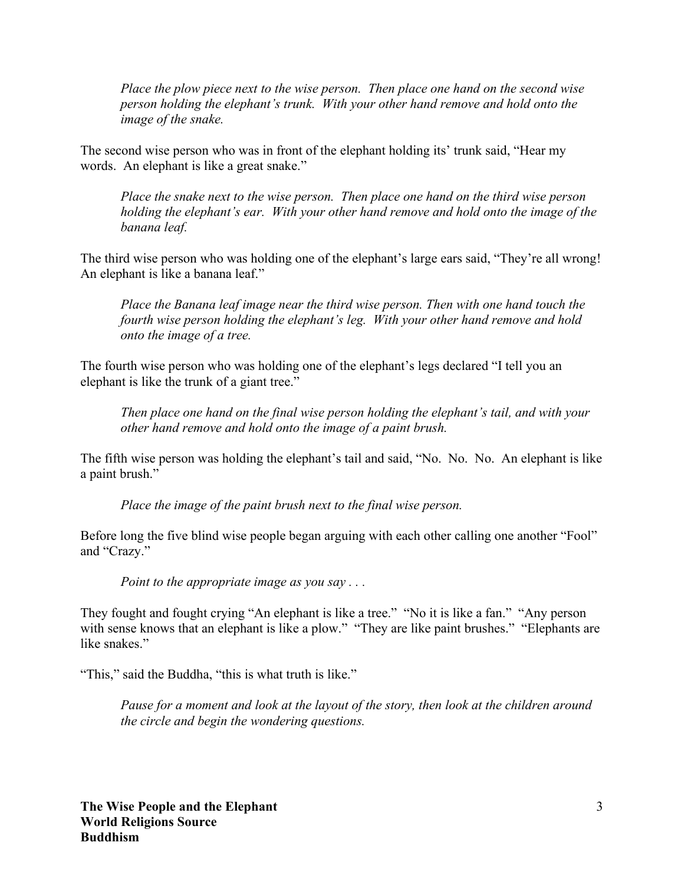*Place the plow piece next to the wise person. Then place one hand on the second wise person holding the elephant's trunk. With your other hand remove and hold onto the image of the snake.*

The second wise person who was in front of the elephant holding its' trunk said, "Hear my words. An elephant is like a great snake."

*Place the snake next to the wise person. Then place one hand on the third wise person holding the elephant's ear. With your other hand remove and hold onto the image of the banana leaf.*

The third wise person who was holding one of the elephant's large ears said, "They're all wrong! An elephant is like a banana leaf."

*Place the Banana leaf image near the third wise person. Then with one hand touch the fourth wise person holding the elephant's leg. With your other hand remove and hold onto the image of a tree.*

The fourth wise person who was holding one of the elephant's legs declared "I tell you an elephant is like the trunk of a giant tree."

*Then place one hand on the final wise person holding the elephant's tail, and with your other hand remove and hold onto the image of a paint brush.*

The fifth wise person was holding the elephant's tail and said, "No. No. No. An elephant is like a paint brush."

*Place the image of the paint brush next to the final wise person.*

Before long the five blind wise people began arguing with each other calling one another "Fool" and "Crazy."

*Point to the appropriate image as you say . . .*

They fought and fought crying "An elephant is like a tree." "No it is like a fan." "Any person with sense knows that an elephant is like a plow." "They are like paint brushes." "Elephants are like snakes."

"This," said the Buddha, "this is what truth is like."

*Pause for a moment and look at the layout of the story, then look at the children around the circle and begin the wondering questions.*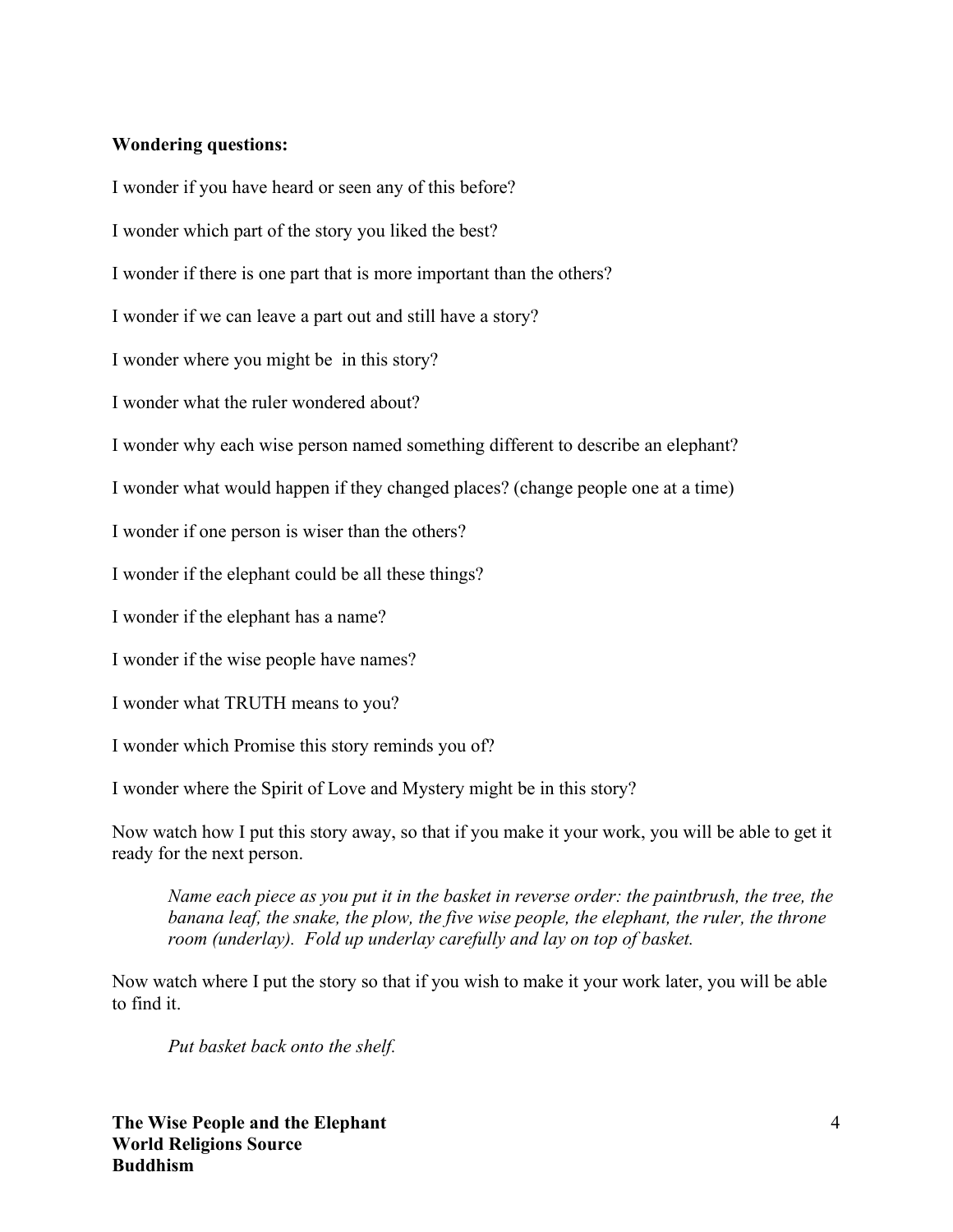**Wondering questions:**

I wonder if you have heard or seen any of this before?

I wonder which part of the story you liked the best?

I wonder if there is one part that is more important than the others?

I wonder if we can leave a part out and still have a story?

I wonder where you might be in this story?

I wonder what the ruler wondered about?

I wonder why each wise person named something different to describe an elephant?

I wonder what would happen if they changed places? (change people one at a time)

I wonder if one person is wiser than the others?

I wonder if the elephant could be all these things?

I wonder if the elephant has a name?

I wonder if the wise people have names?

I wonder what TRUTH means to you?

I wonder which Promise this story reminds you of?

I wonder where the Spirit of Love and Mystery might be in this story?

Now watch how I put this story away, so that if you make it your work, you will be able to get it ready for the next person.

> *Name each piece as you put it in the basket in reverse order: the paintbrush, the tree, the banana leaf, the snake, the plow, the five wise people, the elephant, the ruler, the throne room (underlay). Fold up underlay carefully and lay on top of basket.*

Now watch where I put the story so that if you wish to make it your work later, you will be able to find it.

> *Put basket back onto the shelf.*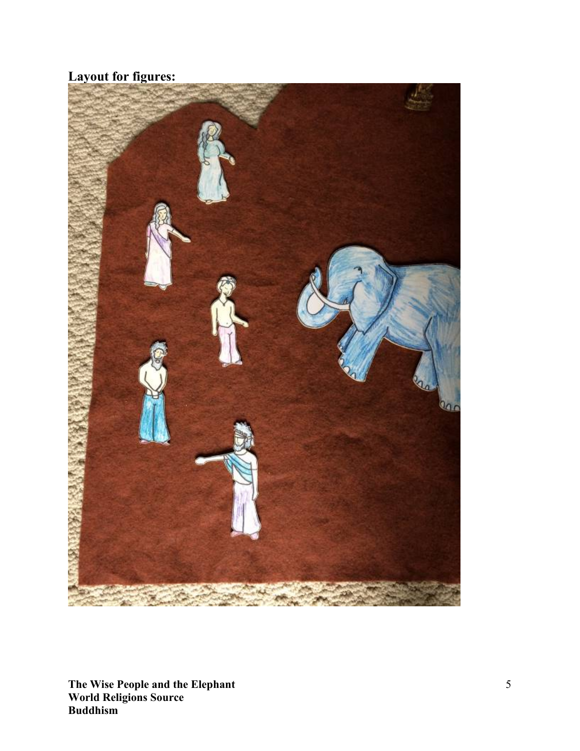**Layout for figures:**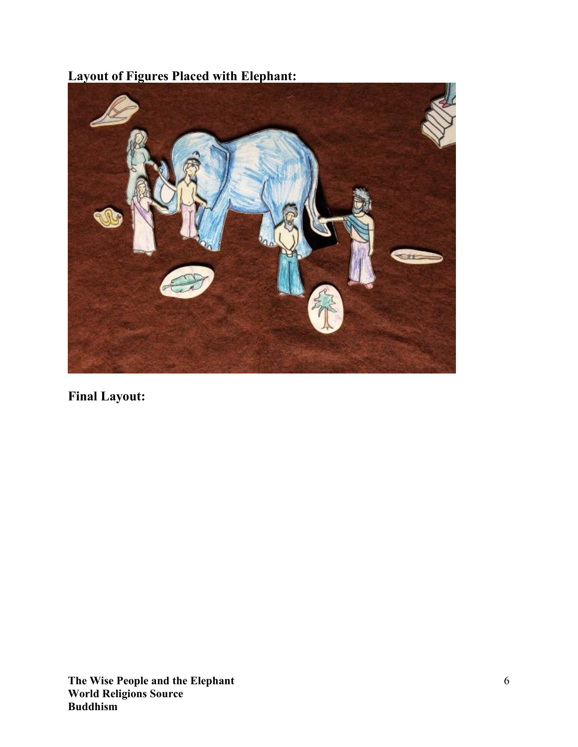**Layout of Figures Placed with Elephant:**

**Final Layout:**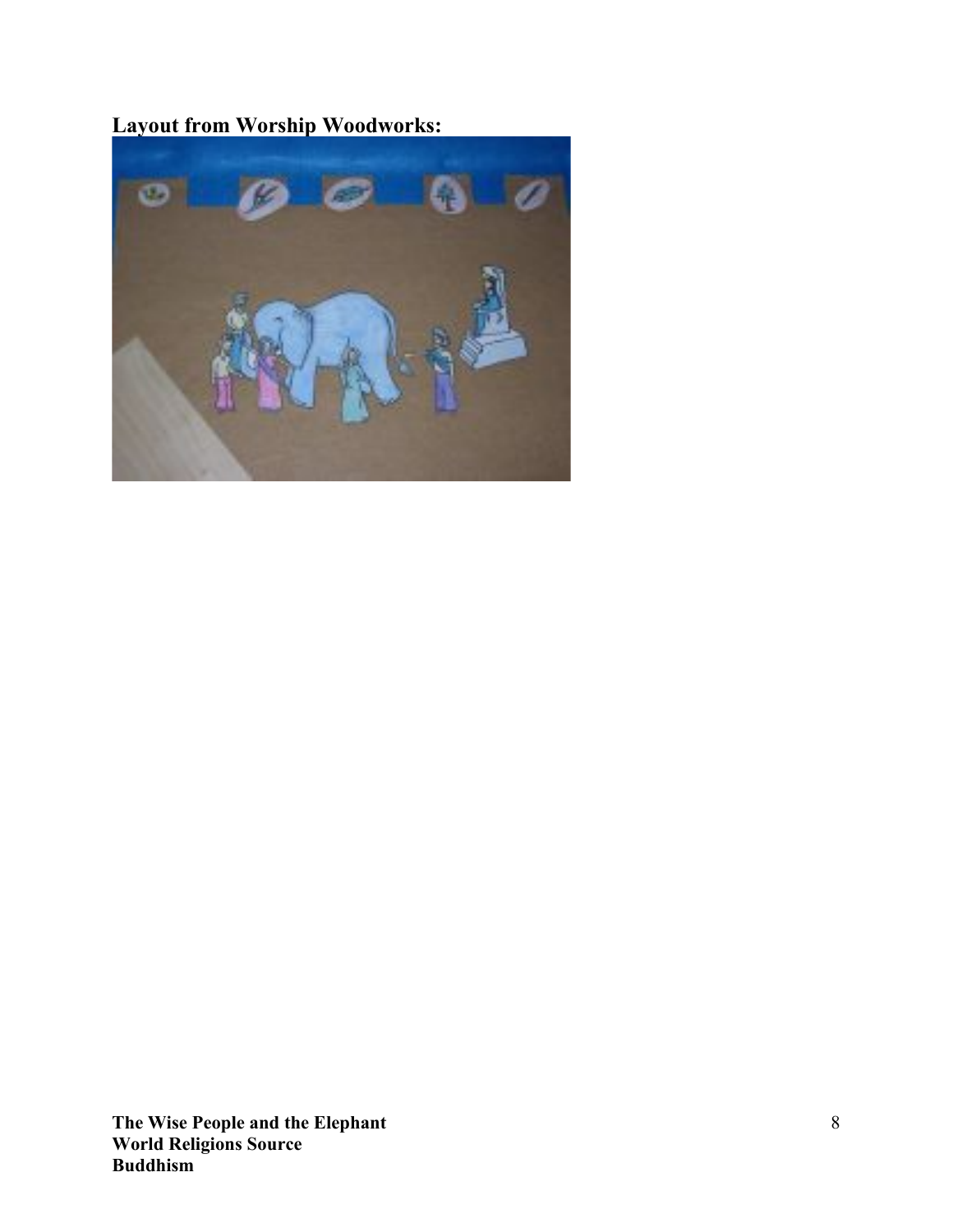**Layout from Worship Woodworks:**